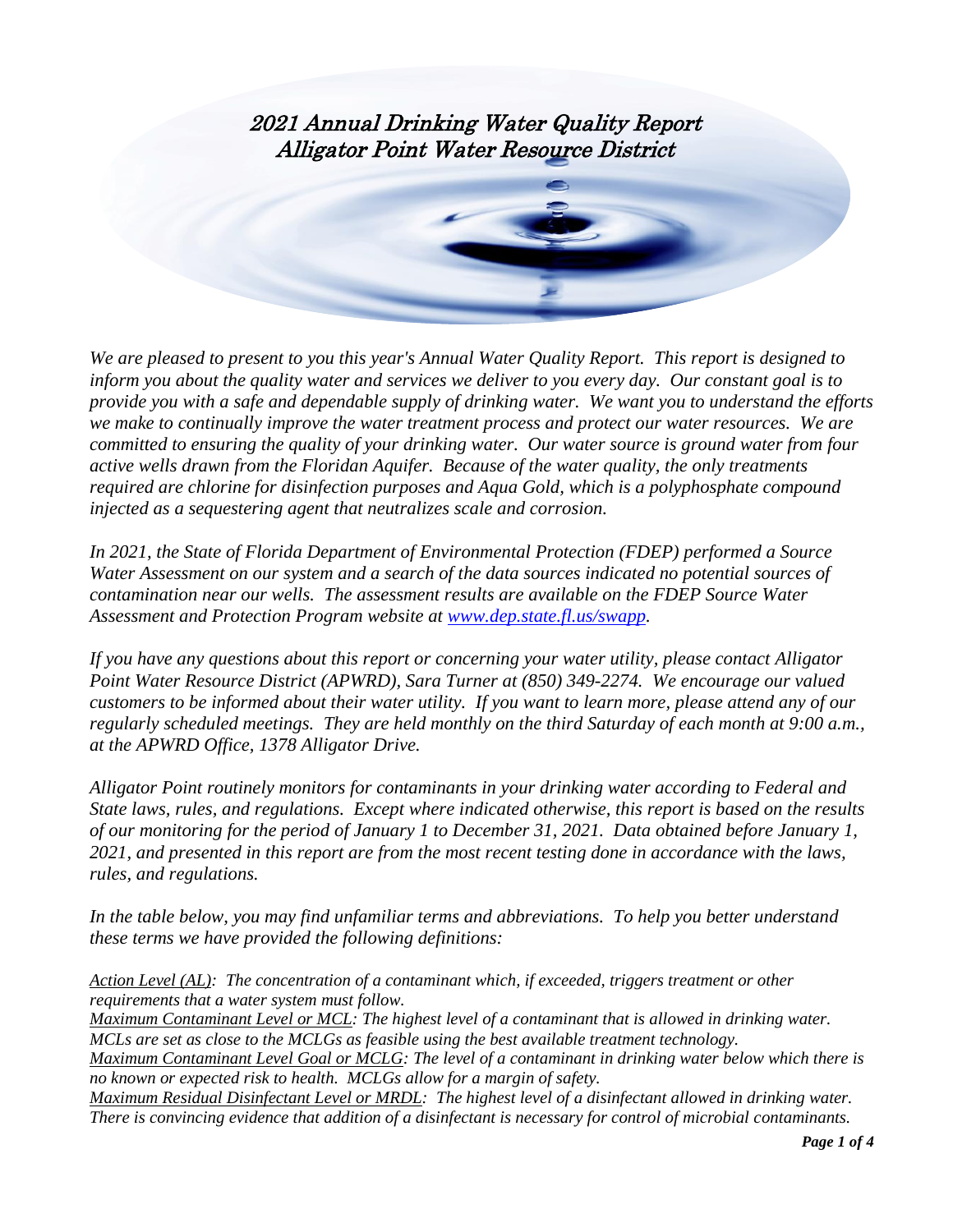# 2021 Annual Drinking Water Quality Report
# Alligator Point Water Resource District

*We are pleased to present to you this year's Annual Water Quality Report. This report is designed to inform you about the quality water and services we deliver to you every day. Our constant goal is to provide you with a safe and dependable supply of drinking water. We want you to understand the efforts we make to continually improve the water treatment process and protect our water resources. We are committed to ensuring the quality of your drinking water. Our water source is ground water from four active wells drawn from the Floridan Aquifer. Because of the water quality, the only treatments required are chlorine for disinfection purposes and Aqua Gold, which is a polyphosphate compound injected as a sequestering agent that neutralizes scale and corrosion.*

*In 2021, the State of Florida Department of Environmental Protection (FDEP) performed a Source Water Assessment on our system and a search of the data sources indicated no potential sources of contamination near our wells. The assessment results are available on the FDEP Source Water Assessment and Protection Program website at [www.dep.state.fl.us/swapp](www.dep.state.fl.us/swapp).*

*If you have any questions about this report or concerning your water utility, please contact Alligator Point Water Resource District (APWRD), Sara Turner at (850) 349-2274. We encourage our valued customers to be informed about their water utility. If you want to learn more, please attend any of our regularly scheduled meetings. They are held monthly on the third Saturday of each month at 9:00 a.m., at the APWRD Office, 1378 Alligator Drive.*

*Alligator Point routinely monitors for contaminants in your drinking water according to Federal and State laws, rules, and regulations. Except where indicated otherwise, this report is based on the results of our monitoring for the period of January 1 to December 31, 2021. Data obtained before January 1, 2021, and presented in this report are from the most recent testing done in accordance with the laws, rules, and regulations.*

*In the table below, you may find unfamiliar terms and abbreviations. To help you better understand these terms we have provided the following definitions:*

*Action Level (AL): The concentration of a contaminant which, if exceeded, triggers treatment or other requirements that a water system must follow.*

*Maximum Contaminant Level or MCL: The highest level of a contaminant that is allowed in drinking water. MCLs are set as close to the MCLGs as feasible using the best available treatment technology.*

*Maximum Contaminant Level Goal or MCLG: The level of a contaminant in drinking water below which there is no known or expected risk to health. MCLGs allow for a margin of safety.*

*Maximum Residual Disinfectant Level or MRDL: The highest level of a disinfectant allowed in drinking water. There is convincing evidence that addition of a disinfectant is necessary for control of microbial contaminants.*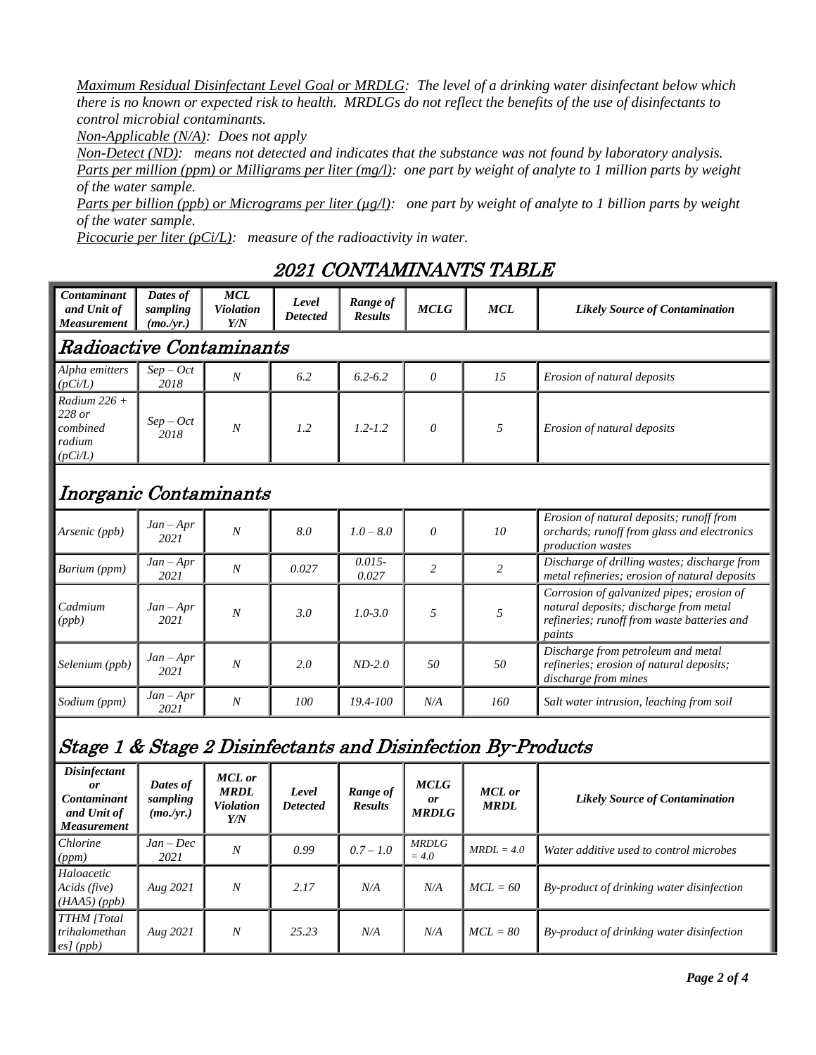*<u>Maximum Residual Disinfectant Level Goal or MRDLG</u>: The level of a drinking water disinfectant below which there is no known or expected risk to health. MRDLGs do not reflect the benefits of the use of disinfectants to control microbial contaminants.*

*<u>Non-Applicable (N/A)</u>: Does not apply*

*<u>Non-Detect (ND)</u>: means not detected and indicates that the substance was not found by laboratory analysis.*

*<u>Parts per million (ppm) or Milligrams per liter (mg/l)</u>: one part by weight of analyte to 1 million parts by weight of the water sample.*

*<u>Parts per billion (ppb) or Micrograms per liter (µg/l)</u>: one part by weight of analyte to 1 billion parts by weight of the water sample.*

*<u>Picocurie per liter (pCi/L)</u>: measure of the radioactivity in water.*

## 2021 CONTAMINANTS TABLE

| Contaminant and Unit of Measurement | Dates of sampling (mo./yr.) | MCL Violation Y/N | Level Detected | Range of Results | MCLG | MCL | Likely Source of Contamination |
|---|---|---|---|---|---|---|---|
| **Radioactive Contaminants** | | | | | | | |
| Alpha emitters (pCi/L) | Sep – Oct 2018 | N | 6.2 | 6.2-6.2 | 0 | 15 | Erosion of natural deposits |
| Radium 226 + 228 or combined radium (pCi/L) | Sep – Oct 2018 | N | 1.2 | 1.2-1.2 | 0 | 5 | Erosion of natural deposits |
| **Inorganic Contaminants** | | | | | | | |
| Arsenic (ppb) | Jan – Apr 2021 | N | 8.0 | 1.0 – 8.0 | 0 | 10 | Erosion of natural deposits; runoff from orchards; runoff from glass and electronics production wastes |
| Barium (ppm) | Jan – Apr 2021 | N | 0.027 | 0.015-0.027 | 2 | 2 | Discharge of drilling wastes; discharge from metal refineries; erosion of natural deposits |
| Cadmium (ppb) | Jan – Apr 2021 | N | 3.0 | 1.0-3.0 | 5 | 5 | Corrosion of galvanized pipes; erosion of natural deposits; discharge from metal refineries; runoff from waste batteries and paints |
| Selenium (ppb) | Jan – Apr 2021 | N | 2.0 | ND-2.0 | 50 | 50 | Discharge from petroleum and metal refineries; erosion of natural deposits; discharge from mines |
| Sodium (ppm) | Jan – Apr 2021 | N | 100 | 19.4-100 | N/A | 160 | Salt water intrusion, leaching from soil |

### Stage 1 & Stage 2 Disinfectants and Disinfection By-Products

| Disinfectant or Contaminant and Unit of Measurement | Dates of sampling (mo./yr.) | MCL or MRDL Violation Y/N | Level Detected | Range of Results | MCLG or MRDLG | MCL or MRDL | Likely Source of Contamination |
|---|---|---|---|---|---|---|---|
| Chlorine (ppm) | Jan – Dec 2021 | N | 0.99 | 0.7 – 1.0 | MRDLG = 4.0 | MRDL = 4.0 | Water additive used to control microbes |
| Haloacetic Acids (five) (HAA5) (ppb) | Aug 2021 | N | 2.17 | N/A | N/A | MCL = 60 | By-product of drinking water disinfection |
| TTHM [Total trihalomethanes] (ppb) | Aug 2021 | N | 25.23 | N/A | N/A | MCL = 80 | By-product of drinking water disinfection |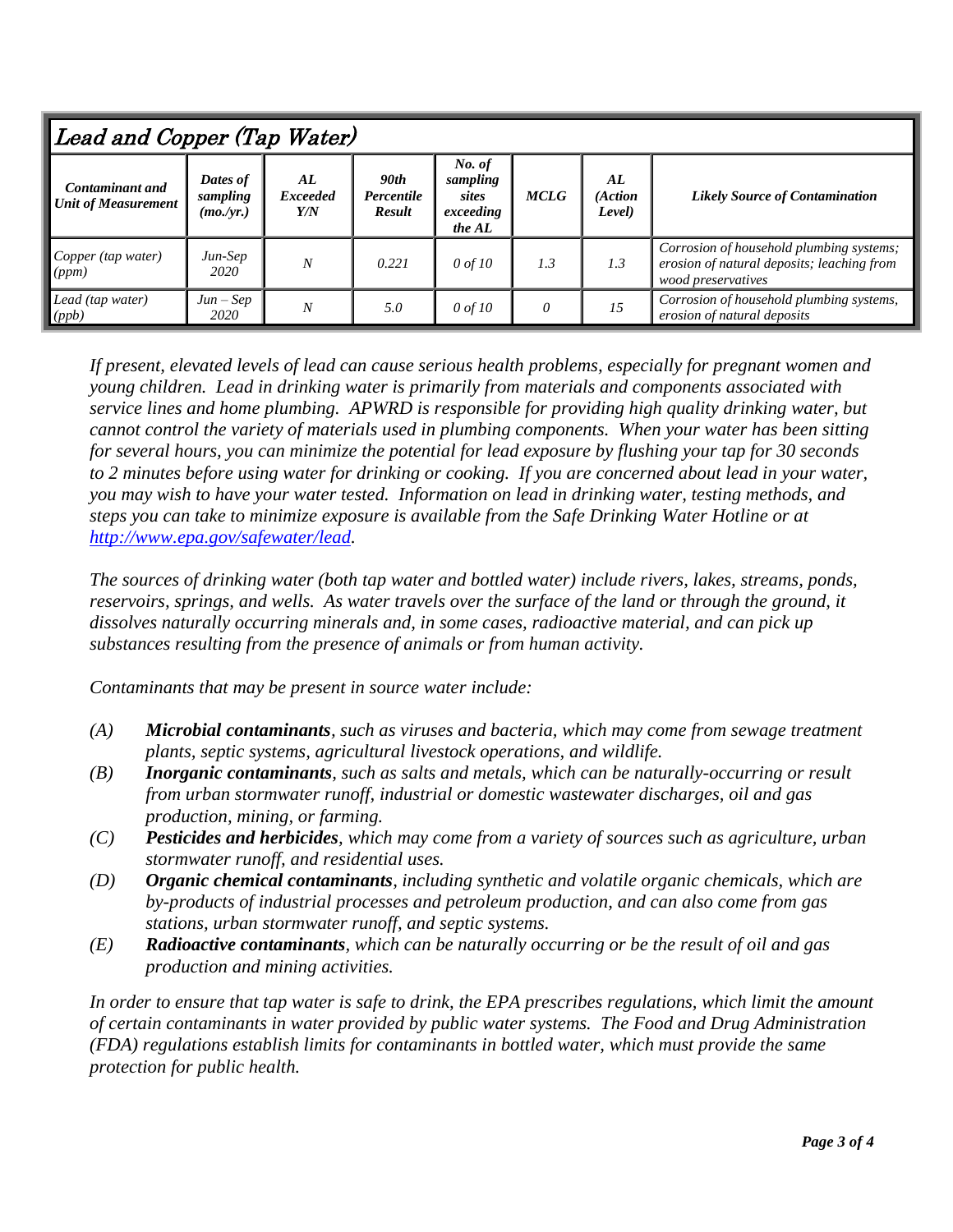## Lead and Copper (Tap Water)

| Contaminant and Unit of Measurement | Dates of sampling (mo./yr.) | AL Exceeded Y/N | 90th Percentile Result | No. of sampling sites exceeding the AL | MCLG | AL (Action Level) | Likely Source of Contamination |
|---|---|---|---|---|---|---|---|
| Copper (tap water) (ppm) | Jun-Sep 2020 | N | 0.221 | 0 of 10 | 1.3 | 1.3 | Corrosion of household plumbing systems; erosion of natural deposits; leaching from wood preservatives |
| Lead (tap water) (ppb) | Jun – Sep 2020 | N | 5.0 | 0 of 10 | 0 | 15 | Corrosion of household plumbing systems, erosion of natural deposits |

*If present, elevated levels of lead can cause serious health problems, especially for pregnant women and young children. Lead in drinking water is primarily from materials and components associated with service lines and home plumbing. APWRD is responsible for providing high quality drinking water, but cannot control the variety of materials used in plumbing components. When your water has been sitting for several hours, you can minimize the potential for lead exposure by flushing your tap for 30 seconds to 2 minutes before using water for drinking or cooking. If you are concerned about lead in your water, you may wish to have your water tested. Information on lead in drinking water, testing methods, and steps you can take to minimize exposure is available from the Safe Drinking Water Hotline or at [http://www.epa.gov/safewater/lead](http://www.epa.gov/safewater/lead).*

*The sources of drinking water (both tap water and bottled water) include rivers, lakes, streams, ponds, reservoirs, springs, and wells. As water travels over the surface of the land or through the ground, it dissolves naturally occurring minerals and, in some cases, radioactive material, and can pick up substances resulting from the presence of animals or from human activity.*

*Contaminants that may be present in source water include:*

- *(A)* ***Microbial contaminants****, such as viruses and bacteria, which may come from sewage treatment plants, septic systems, agricultural livestock operations, and wildlife.*
- *(B)* ***Inorganic contaminants****, such as salts and metals, which can be naturally-occurring or result from urban stormwater runoff, industrial or domestic wastewater discharges, oil and gas production, mining, or farming.*
- *(C)* ***Pesticides and herbicides****, which may come from a variety of sources such as agriculture, urban stormwater runoff, and residential uses.*
- *(D)* ***Organic chemical contaminants****, including synthetic and volatile organic chemicals, which are by-products of industrial processes and petroleum production, and can also come from gas stations, urban stormwater runoff, and septic systems.*
- *(E)* ***Radioactive contaminants****, which can be naturally occurring or be the result of oil and gas production and mining activities.*

*In order to ensure that tap water is safe to drink, the EPA prescribes regulations, which limit the amount of certain contaminants in water provided by public water systems. The Food and Drug Administration (FDA) regulations establish limits for contaminants in bottled water, which must provide the same protection for public health.*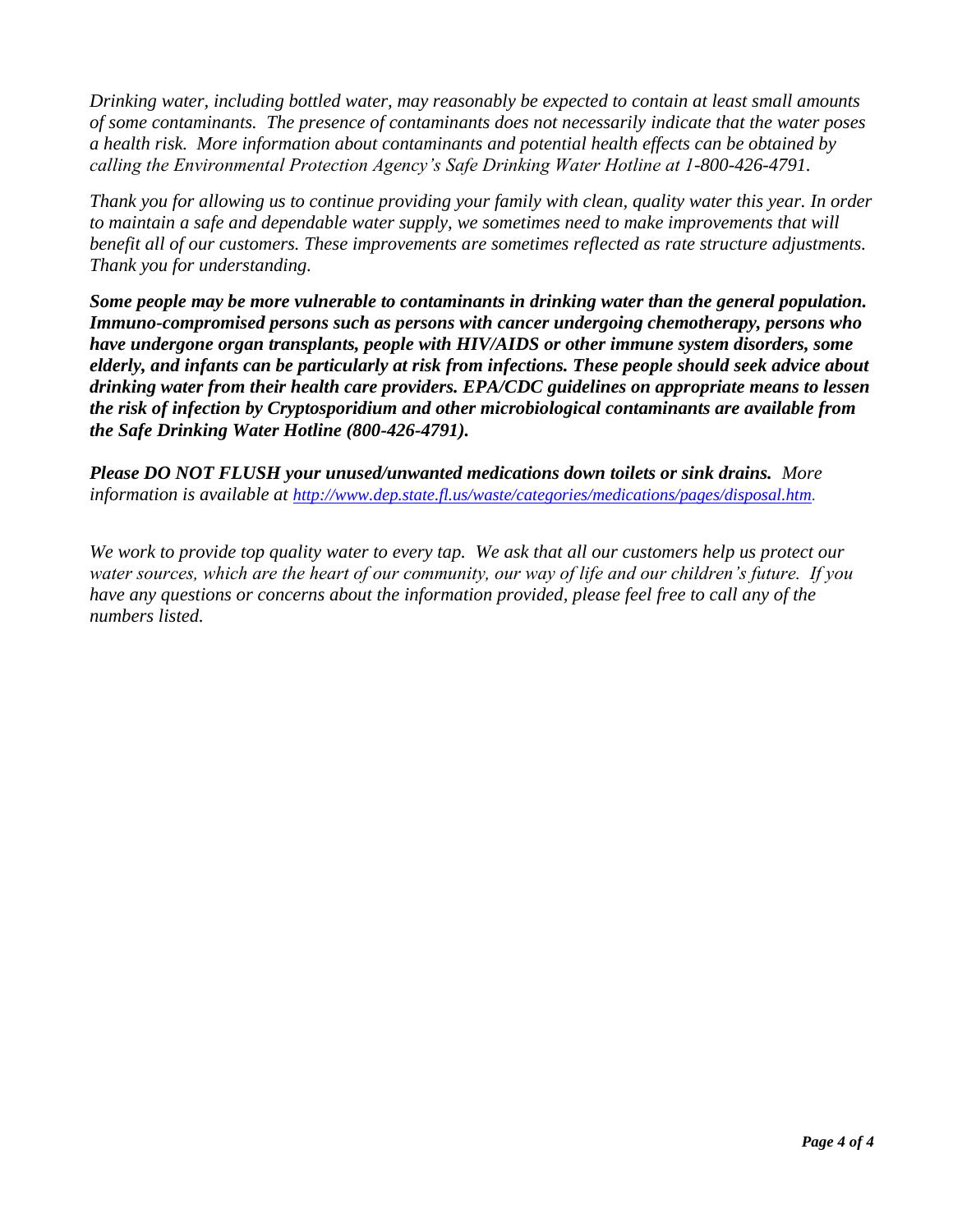*Drinking water, including bottled water, may reasonably be expected to contain at least small amounts of some contaminants. The presence of contaminants does not necessarily indicate that the water poses a health risk. More information about contaminants and potential health effects can be obtained by calling the Environmental Protection Agency's Safe Drinking Water Hotline at 1-800-426-4791.*

*Thank you for allowing us to continue providing your family with clean, quality water this year. In order to maintain a safe and dependable water supply, we sometimes need to make improvements that will benefit all of our customers. These improvements are sometimes reflected as rate structure adjustments. Thank you for understanding.*

***Some people may be more vulnerable to contaminants in drinking water than the general population. Immuno-compromised persons such as persons with cancer undergoing chemotherapy, persons who have undergone organ transplants, people with HIV/AIDS or other immune system disorders, some elderly, and infants can be particularly at risk from infections. These people should seek advice about drinking water from their health care providers. EPA/CDC guidelines on appropriate means to lessen the risk of infection by Cryptosporidium and other microbiological contaminants are available from the Safe Drinking Water Hotline (800-426-4791).***

***Please DO NOT FLUSH your unused/unwanted medications down toilets or sink drains.*** *More information is available at [http://www.dep.state.fl.us/waste/categories/medications/pages/disposal.htm](http://www.dep.state.fl.us/waste/categories/medications/pages/disposal.htm).*

*We work to provide top quality water to every tap. We ask that all our customers help us protect our water sources, which are the heart of our community, our way of life and our children's future. If you have any questions or concerns about the information provided, please feel free to call any of the numbers listed.*